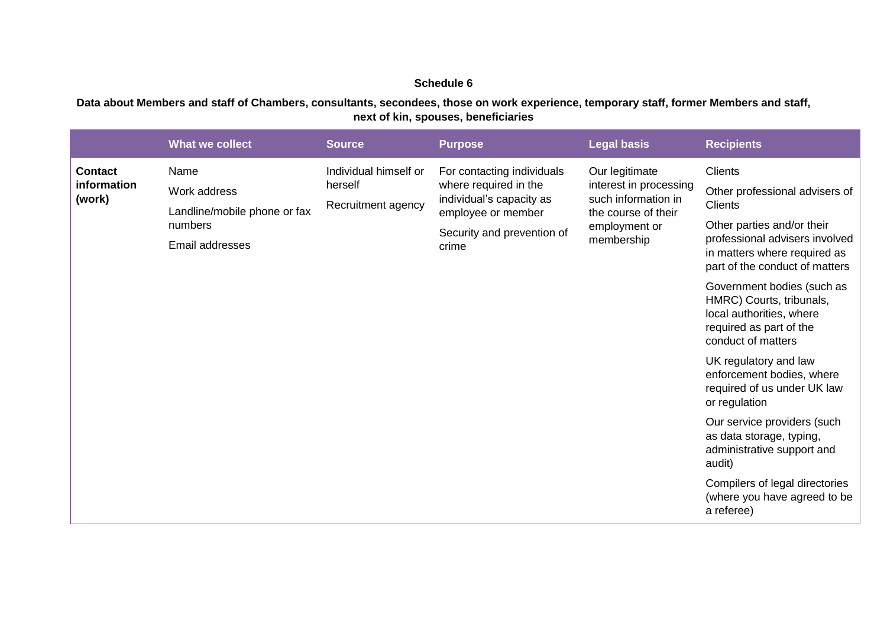## Schedule 6

**Data about Members and staff of Chambers, consultants, secondees, those on work experience, temporary staff, former Members and staff, next of kin, spouses, beneficiaries**

| | What we collect | Source | Purpose | Legal basis | Recipients |
|---|---|---|---|---|---|
| **Contact information (work)** | Name<br>Work address<br>Landline/mobile phone or fax numbers<br>Email addresses | Individual himself or herself<br>Recruitment agency | For contacting individuals where required in the individual's capacity as employee or member<br>Security and prevention of crime | Our legitimate interest in processing such information in the course of their employment or membership | Clients<br>Other professional advisers of Clients<br>Other parties and/or their professional advisers involved in matters where required as part of the conduct of matters<br>Government bodies (such as HMRC) Courts, tribunals, local authorities, where required as part of the conduct of matters<br>UK regulatory and law enforcement bodies, where required of us under UK law or regulation<br>Our service providers (such as data storage, typing, administrative support and audit)<br>Compilers of legal directories (where you have agreed to be a referee) |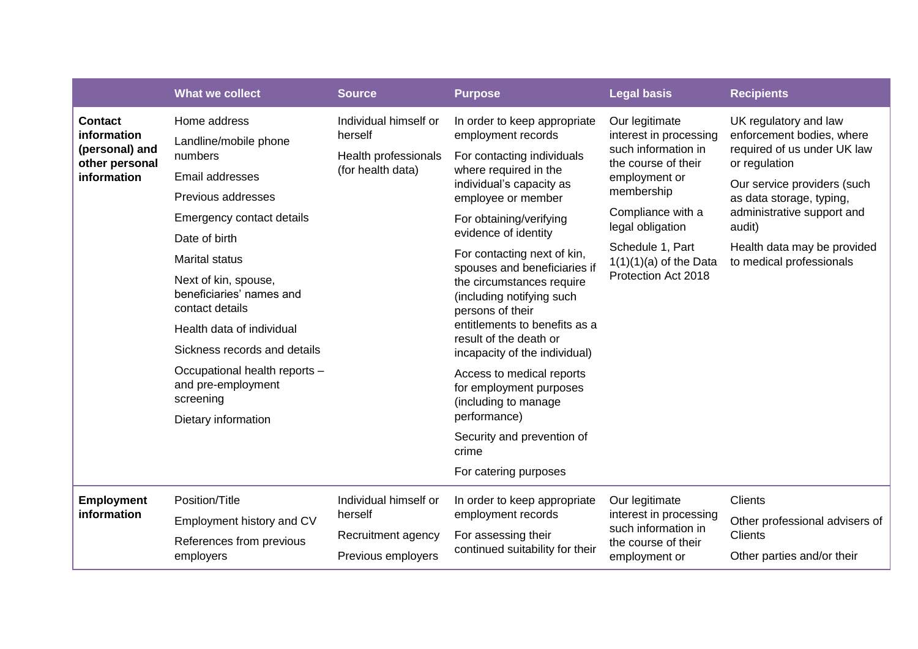| | What we collect | Source | Purpose | Legal basis | Recipients |
|---|---|---|---|---|---|
| **Contact information (personal) and other personal information** | Home address<br>Landline/mobile phone numbers<br>Email addresses<br>Previous addresses<br>Emergency contact details<br>Date of birth<br>Marital status<br>Next of kin, spouse, beneficiaries' names and contact details<br>Health data of individual<br>Sickness records and details<br>Occupational health reports – and pre-employment screening<br>Dietary information | Individual himself or herself<br>Health professionals (for health data) | In order to keep appropriate employment records<br>For contacting individuals where required in the individual's capacity as employee or member<br>For obtaining/verifying evidence of identity<br>For contacting next of kin, spouses and beneficiaries if the circumstances require (including notifying such persons of their entitlements to benefits as a result of the death or incapacity of the individual)<br>Access to medical reports for employment purposes (including to manage performance)<br>Security and prevention of crime<br>For catering purposes | Our legitimate interest in processing such information in the course of their employment or membership<br>Compliance with a legal obligation<br>Schedule 1, Part 1(1)(1)(a) of the Data Protection Act 2018 | UK regulatory and law enforcement bodies, where required of us under UK law or regulation<br>Our service providers (such as data storage, typing, administrative support and audit)<br>Health data may be provided to medical professionals |
| **Employment information** | Position/Title<br>Employment history and CV<br>References from previous employers | Individual himself or herself<br>Recruitment agency<br>Previous employers | In order to keep appropriate employment records<br>For assessing their continued suitability for their | Our legitimate interest in processing such information in the course of their employment or | Clients<br>Other professional advisers of Clients<br>Other parties and/or their |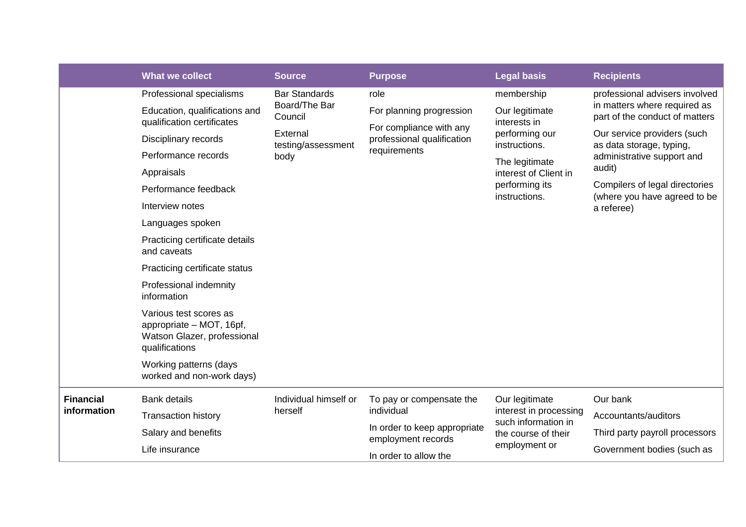| | What we collect | Source | Purpose | Legal basis | Recipients |
|---|---|---|---|---|---|
| | Professional specialisms<br>Education, qualifications and qualification certificates<br>Disciplinary records<br>Performance records<br>Appraisals<br>Performance feedback<br>Interview notes<br>Languages spoken<br>Practicing certificate details and caveats<br>Practicing certificate status<br>Professional indemnity information<br>Various test scores as appropriate – MOT, 16pf, Watson Glazer, professional qualifications<br>Working patterns (days worked and non-work days) | Bar Standards Board/The Bar Council<br>External testing/assessment body | role<br>For planning progression<br>For compliance with any professional qualification requirements | membership<br>Our legitimate interests in performing our instructions.<br>The legitimate interest of Client in performing its instructions. | professional advisers involved in matters where required as part of the conduct of matters<br>Our service providers (such as data storage, typing, administrative support and audit)<br>Compilers of legal directories (where you have agreed to be a referee) |
| **Financial information** | Bank details<br>Transaction history<br>Salary and benefits<br>Life insurance | Individual himself or herself | To pay or compensate the individual<br>In order to keep appropriate employment records<br>In order to allow the | Our legitimate interest in processing such information in the course of their employment or | Our bank<br>Accountants/auditors<br>Third party payroll processors<br>Government bodies (such as |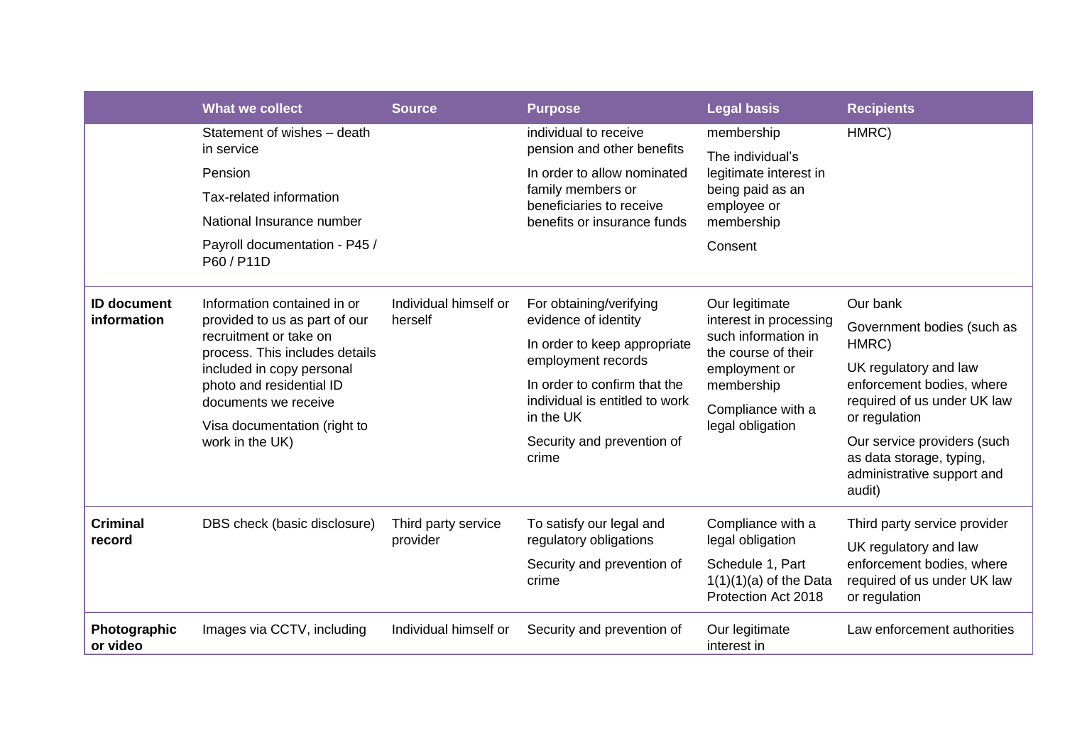| | What we collect | Source | Purpose | Legal basis | Recipients |
|---|---|---|---|---|---|
| | Statement of wishes – death in service<br>Pension<br>Tax-related information<br>National Insurance number<br>Payroll documentation - P45 / P60 / P11D | | individual to receive pension and other benefits<br>In order to allow nominated family members or beneficiaries to receive benefits or insurance funds | membership<br>The individual's legitimate interest in being paid as an employee or membership<br>Consent | HMRC) |
| **ID document information** | Information contained in or provided to us as part of our recruitment or take on process. This includes details included in copy personal photo and residential ID documents we receive<br>Visa documentation (right to work in the UK) | Individual himself or herself | For obtaining/verifying evidence of identity<br>In order to keep appropriate employment records<br>In order to confirm that the individual is entitled to work in the UK<br>Security and prevention of crime | Our legitimate interest in processing such information in the course of their employment or membership<br>Compliance with a legal obligation | Our bank<br>Government bodies (such as HMRC)<br>UK regulatory and law enforcement bodies, where required of us under UK law or regulation<br>Our service providers (such as data storage, typing, administrative support and audit) |
| **Criminal record** | DBS check (basic disclosure) | Third party service provider | To satisfy our legal and regulatory obligations<br>Security and prevention of crime | Compliance with a legal obligation<br>Schedule 1, Part 1(1)(1)(a) of the Data Protection Act 2018 | Third party service provider<br>UK regulatory and law enforcement bodies, where required of us under UK law or regulation |
| **Photographic or video** | Images via CCTV, including | Individual himself or | Security and prevention of | Our legitimate interest in | Law enforcement authorities |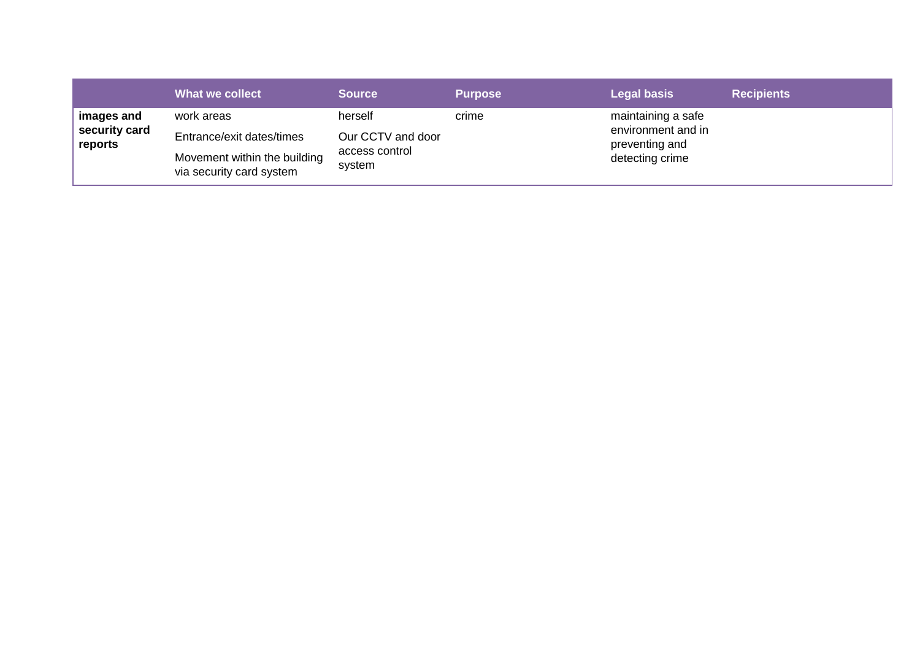| | What we collect | Source | Purpose | Legal basis | Recipients |
|---|---|---|---|---|---|
| **images and security card reports** | work areas<br>Entrance/exit dates/times<br>Movement within the building via security card system | herself<br>Our CCTV and door access control system | crime | maintaining a safe environment and in preventing and detecting crime | |